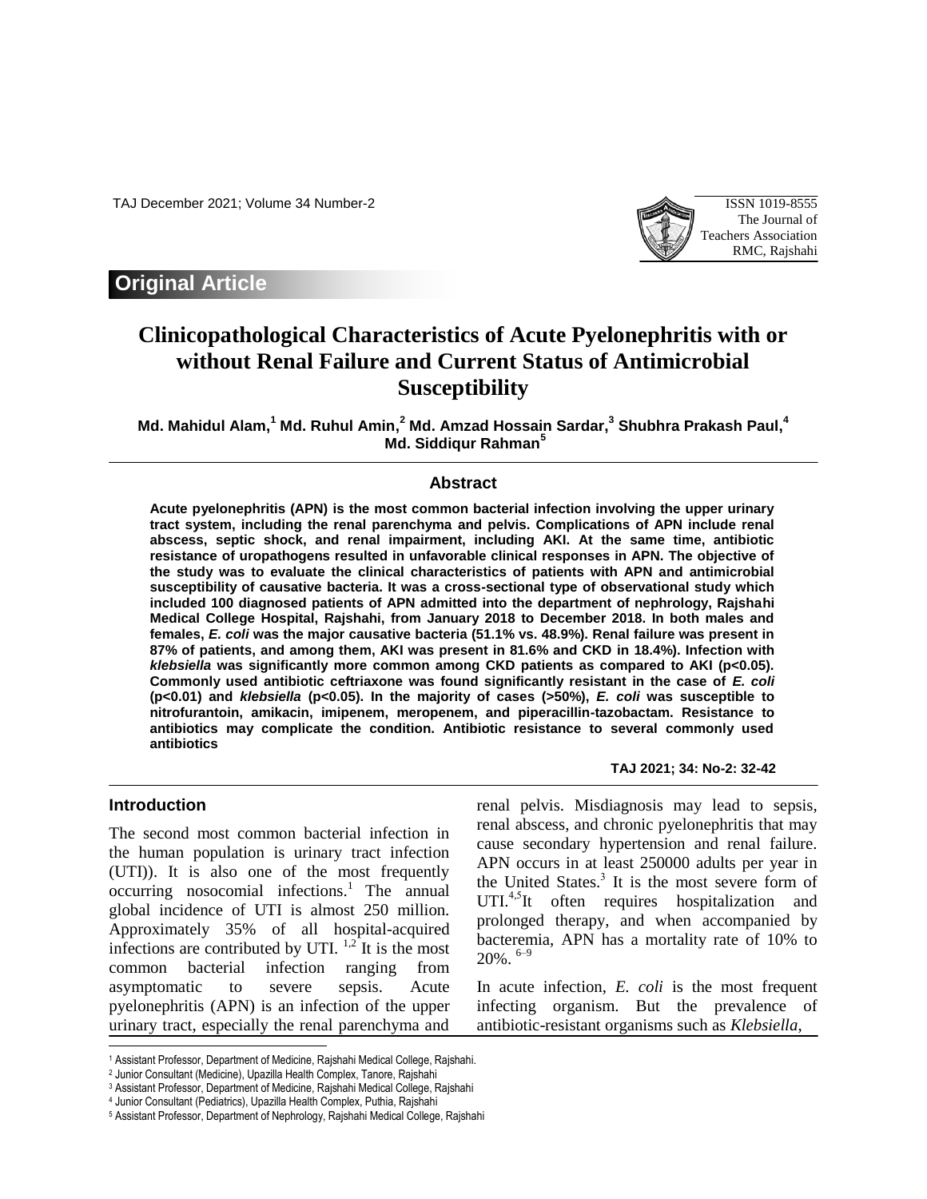## Original Article

# Clinicopathological Characteristics of Acute Pyelonephritis with or without Renal Failure and Current Status of Antimicrobial Susceptibility

**Md. Mahidul Alam,[1] Md. Ruhul Amin,[2] Md. Amzad Hossain Sardar,[3] Shubhra Prakash Paul,[4] Md. Siddiqur Rahman[5]**

## Abstract

**Acute pyelonephritis (APN) is the most common bacterial infection involving the upper urinary tract system, including the renal parenchyma and pelvis. Complications of APN include renal abscess, septic shock, and renal impairment, including AKI. At the same time, antibiotic resistance of uropathogens resulted in unfavorable clinical responses in APN. The objective of the study was to evaluate the clinical characteristics of patients with APN and antimicrobial susceptibility of causative bacteria. It was a cross-sectional type of observational study which included 100 diagnosed patients of APN admitted into the department of nephrology, Rajshahi Medical College Hospital, Rajshahi, from January 2018 to December 2018. In both males and females, *E. coli* was the major causative bacteria (51.1% vs. 48.9%). Renal failure was present in 87% of patients, and among them, AKI was present in 81.6% and CKD in 18.4%). Infection with *klebsiella* was significantly more common among CKD patients as compared to AKI (p<0.05). Commonly used antibiotic ceftriaxone was found significantly resistant in the case of *E. coli* (p<0.01) and *klebsiella* (p<0.05). In the majority of cases (>50%), *E. coli* was susceptible to nitrofurantoin, amikacin, imipenem, meropenem, and piperacillin-tazobactam. Resistance to antibiotics may complicate the condition. Antibiotic resistance to several commonly used antibiotics**

**TAJ 2021; 34: No-2: 32-42**

## Introduction

The second most common bacterial infection in the human population is urinary tract infection (UTI)). It is also one of the most frequently occurring nosocomial infections.[1] The annual global incidence of UTI is almost 250 million. Approximately 35% of all hospital-acquired infections are contributed by UTI. [1,2] It is the most common bacterial infection ranging from asymptomatic to severe sepsis. Acute pyelonephritis (APN) is an infection of the upper urinary tract, especially the renal parenchyma and renal pelvis. Misdiagnosis may lead to sepsis, renal abscess, and chronic pyelonephritis that may cause secondary hypertension and renal failure. APN occurs in at least 250000 adults per year in the United States.[3] It is the most severe form of UTI.[4,5] It often requires hospitalization and prolonged therapy, and when accompanied by bacteremia, APN has a mortality rate of 10% to 20%. [6–9]

In acute infection, *E. coli* is the most frequent infecting organism. But the prevalence of antibiotic-resistant organisms such as *Klebsiella*,

---

[1] Assistant Professor, Department of Medicine, Rajshahi Medical College, Rajshahi.

[2] Junior Consultant (Medicine), Upazilla Health Complex, Tanore, Rajshahi

[3] Assistant Professor, Department of Medicine, Rajshahi Medical College, Rajshahi

[4] Junior Consultant (Pediatrics), Upazilla Health Complex, Puthia, Rajshahi

[5] Assistant Professor, Department of Nephrology, Rajshahi Medical College, Rajshahi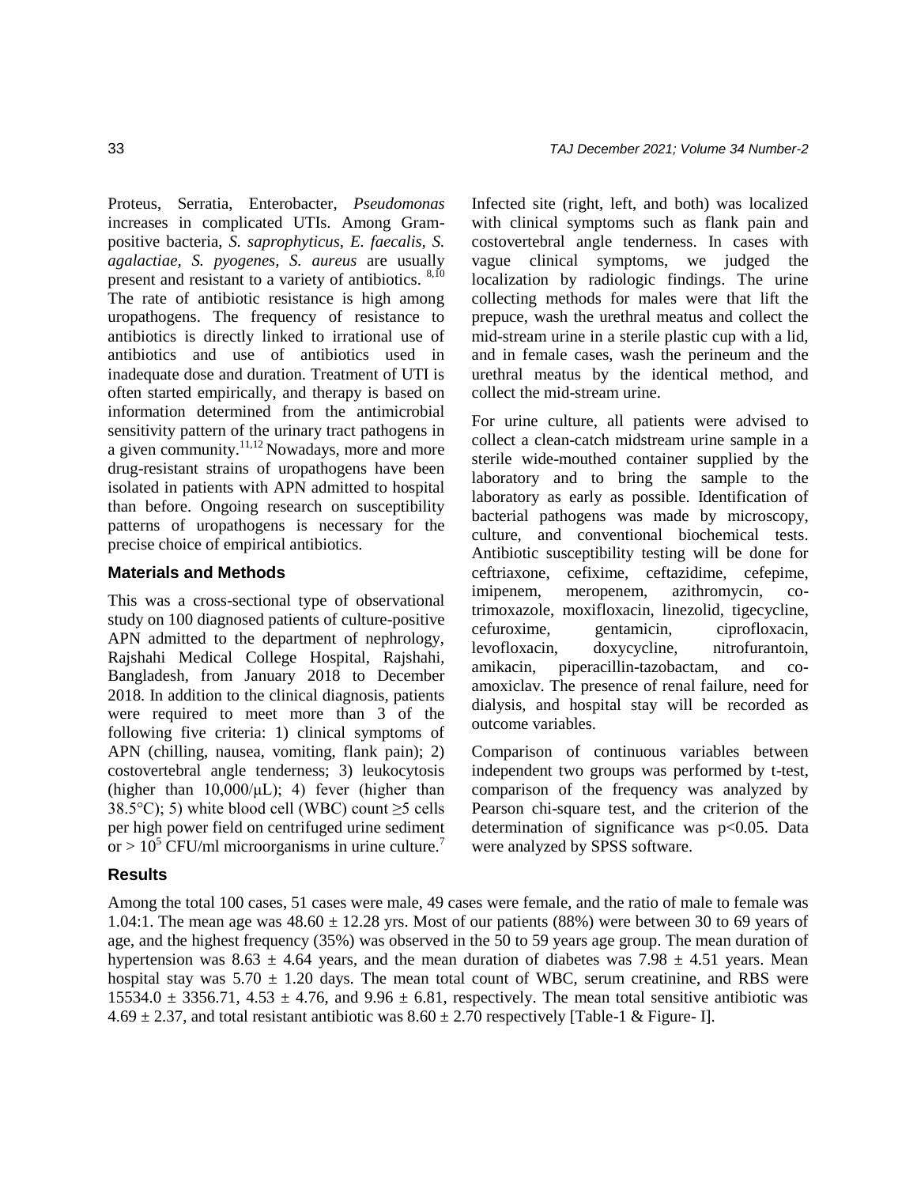Proteus, Serratia, Enterobacter, *Pseudomonas* increases in complicated UTIs. Among Gram-positive bacteria, *S. saprophyticus*, *E. faecalis*, *S. agalactiae*, *S. pyogenes*, *S. aureus* are usually present and resistant to a variety of antibiotics. [8,10] The rate of antibiotic resistance is high among uropathogens. The frequency of resistance to antibiotics is directly linked to irrational use of antibiotics and use of antibiotics used in inadequate dose and duration. Treatment of UTI is often started empirically, and therapy is based on information determined from the antimicrobial sensitivity pattern of the urinary tract pathogens in a given community.[11,12] Nowadays, more and more drug-resistant strains of uropathogens have been isolated in patients with APN admitted to hospital than before. Ongoing research on susceptibility patterns of uropathogens is necessary for the precise choice of empirical antibiotics.

## Materials and Methods

This was a cross-sectional type of observational study on 100 diagnosed patients of culture-positive APN admitted to the department of nephrology, Rajshahi Medical College Hospital, Rajshahi, Bangladesh, from January 2018 to December 2018. In addition to the clinical diagnosis, patients were required to meet more than 3 of the following five criteria: 1) clinical symptoms of APN (chilling, nausea, vomiting, flank pain); 2) costovertebral angle tenderness; 3) leukocytosis (higher than 10,000/μL); 4) fever (higher than 38.5°C); 5) white blood cell (WBC) count ≥5 cells per high power field on centrifuged urine sediment or > $10^5$ CFU/ml microorganisms in urine culture.[7]

Infected site (right, left, and both) was localized with clinical symptoms such as flank pain and costovertebral angle tenderness. In cases with vague clinical symptoms, we judged the localization by radiologic findings. The urine collecting methods for males were that lift the prepuce, wash the urethral meatus and collect the mid-stream urine in a sterile plastic cup with a lid, and in female cases, wash the perineum and the urethral meatus by the identical method, and collect the mid-stream urine.

For urine culture, all patients were advised to collect a clean-catch midstream urine sample in a sterile wide-mouthed container supplied by the laboratory and to bring the sample to the laboratory as early as possible. Identification of bacterial pathogens was made by microscopy, culture, and conventional biochemical tests. Antibiotic susceptibility testing will be done for ceftriaxone, cefixime, ceftazidime, cefepime, imipenem, meropenem, azithromycin, co-trimoxazole, moxifloxacin, linezolid, tigecycline, cefuroxime, gentamicin, ciprofloxacin, levofloxacin, doxycycline, nitrofurantoin, amikacin, piperacillin-tazobactam, and co-amoxiclav. The presence of renal failure, need for dialysis, and hospital stay will be recorded as outcome variables.

Comparison of continuous variables between independent two groups was performed by t-test, comparison of the frequency was analyzed by Pearson chi-square test, and the criterion of the determination of significance was $p<0.05$. Data were analyzed by SPSS software.

## Results

Among the total 100 cases, 51 cases were male, 49 cases were female, and the ratio of male to female was 1.04:1. The mean age was 48.60 ± 12.28 yrs. Most of our patients (88%) were between 30 to 69 years of age, and the highest frequency (35%) was observed in the 50 to 59 years age group. The mean duration of hypertension was 8.63 ± 4.64 years, and the mean duration of diabetes was 7.98 ± 4.51 years. Mean hospital stay was 5.70 ± 1.20 days. The mean total count of WBC, serum creatinine, and RBS were 15534.0 ± 3356.71, 4.53 ± 4.76, and 9.96 ± 6.81, respectively. The mean total sensitive antibiotic was 4.69 ± 2.37, and total resistant antibiotic was 8.60 ± 2.70 respectively [Table-1 & Figure- I].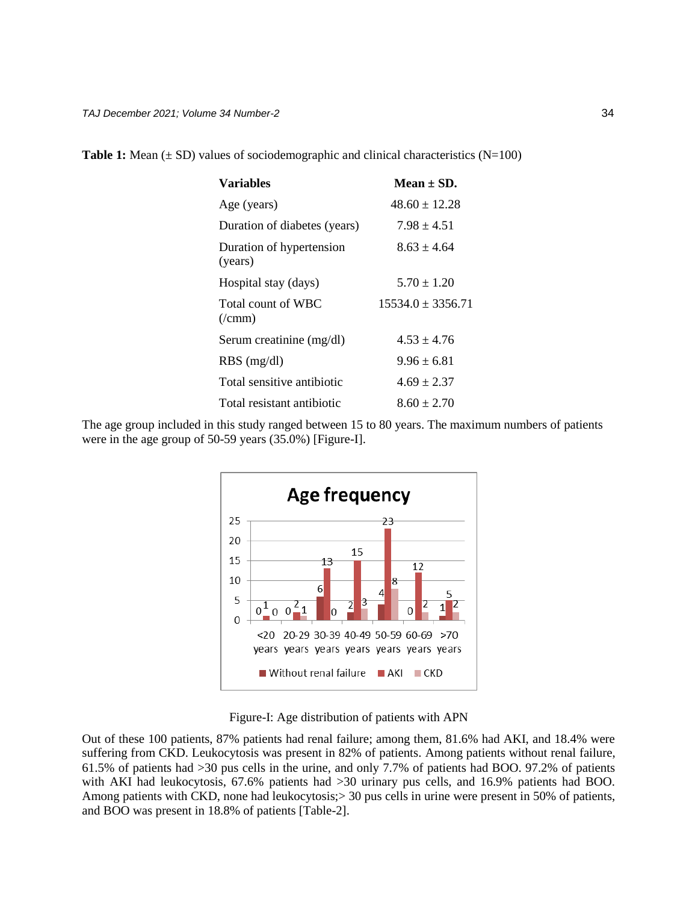**Table 1:** Mean (± SD) values of sociodemographic and clinical characteristics (N=100)

| Variables | Mean ± SD. |
|---|---|
| Age (years) | 48.60 ± 12.28 |
| Duration of diabetes (years) | 7.98 ± 4.51 |
| Duration of hypertension (years) | 8.63 ± 4.64 |
| Hospital stay (days) | 5.70 ± 1.20 |
| Total count of WBC (/cmm) | 15534.0 ± 3356.71 |
| Serum creatinine (mg/dl) | 4.53 ± 4.76 |
| RBS (mg/dl) | 9.96 ± 6.81 |
| Total sensitive antibiotic | 4.69 ± 2.37 |
| Total resistant antibiotic | 8.60 ± 2.70 |

The age group included in this study ranged between 15 to 80 years. The maximum numbers of patients were in the age group of 50-59 years (35.0%) [Figure-I].

Figure-I: Age distribution of patients with APN

Out of these 100 patients, 87% patients had renal failure; among them, 81.6% had AKI, and 18.4% were suffering from CKD. Leukocytosis was present in 82% of patients. Among patients without renal failure, 61.5% of patients had >30 pus cells in the urine, and only 7.7% of patients had BOO. 97.2% of patients with AKI had leukocytosis, 67.6% patients had >30 urinary pus cells, and 16.9% patients had BOO. Among patients with CKD, none had leukocytosis;> 30 pus cells in urine were present in 50% of patients, and BOO was present in 18.8% of patients [Table-2].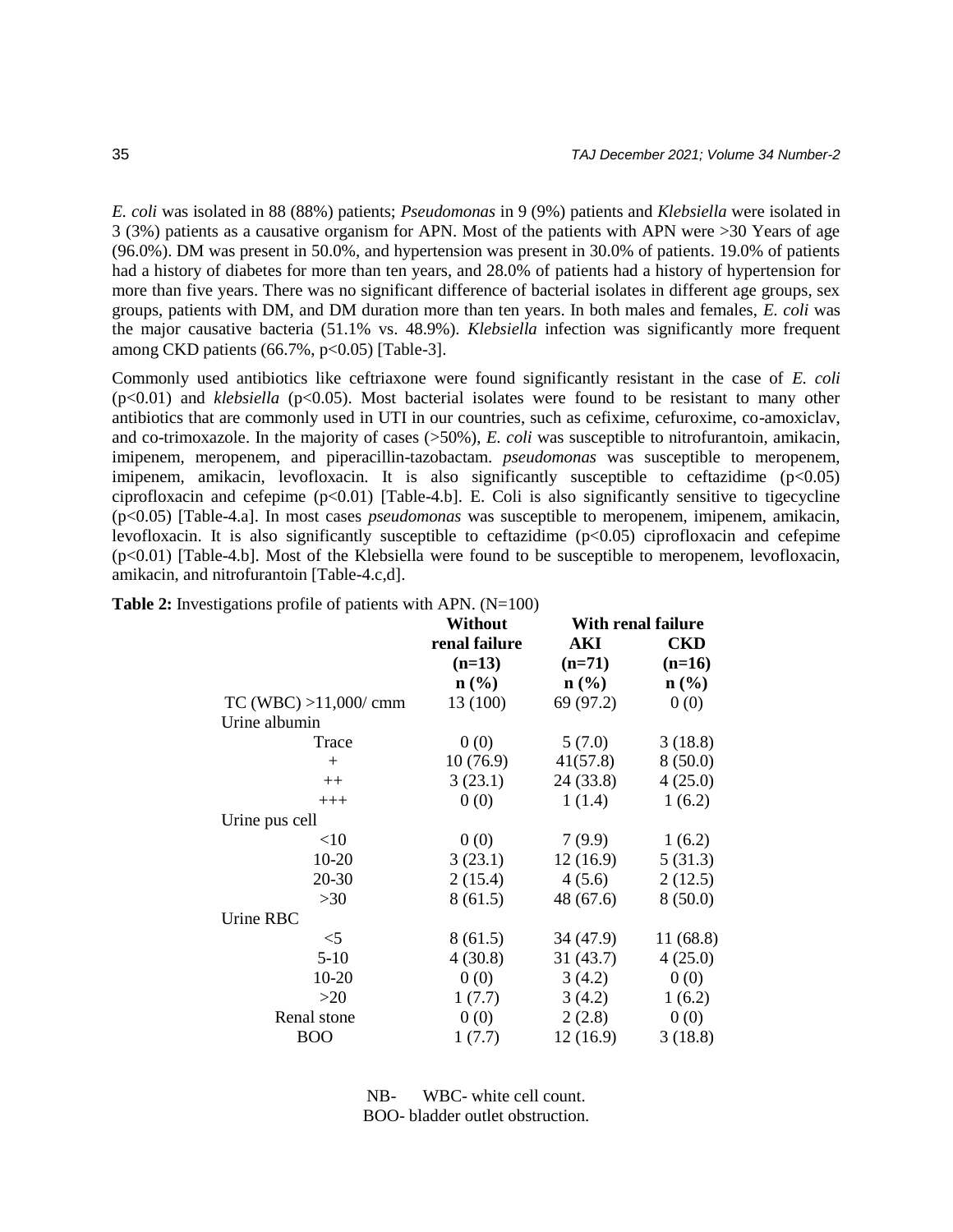*E. coli* was isolated in 88 (88%) patients; *Pseudomonas* in 9 (9%) patients and *Klebsiella* were isolated in 3 (3%) patients as a causative organism for APN. Most of the patients with APN were >30 Years of age (96.0%). DM was present in 50.0%, and hypertension was present in 30.0% of patients. 19.0% of patients had a history of diabetes for more than ten years, and 28.0% of patients had a history of hypertension for more than five years. There was no significant difference of bacterial isolates in different age groups, sex groups, patients with DM, and DM duration more than ten years. In both males and females, *E. coli* was the major causative bacteria (51.1% vs. 48.9%). *Klebsiella* infection was significantly more frequent among CKD patients (66.7%, $p<0.05$) [Table-3].

Commonly used antibiotics like ceftriaxone were found significantly resistant in the case of *E. coli* ($p<0.01$) and *klebsiella* ($p<0.05$). Most bacterial isolates were found to be resistant to many other antibiotics that are commonly used in UTI in our countries, such as cefixime, cefuroxime, co-amoxiclav, and co-trimoxazole. In the majority of cases (>50%), *E. coli* was susceptible to nitrofurantoin, amikacin, imipenem, meropenem, and piperacillin-tazobactam. *pseudomonas* was susceptible to meropenem, imipenem, amikacin, levofloxacin. It is also significantly susceptible to ceftazidime ($p<0.05$) ciprofloxacin and cefepime ($p<0.01$) [Table-4.b]. E. Coli is also significantly sensitive to tigecycline ($p<0.05$) [Table-4.a]. In most cases *pseudomonas* was susceptible to meropenem, imipenem, amikacin, levofloxacin. It is also significantly susceptible to ceftazidime ($p<0.05$) ciprofloxacin and cefepime ($p<0.01$) [Table-4.b]. Most of the Klebsiella were found to be susceptible to meropenem, levofloxacin, amikacin, and nitrofurantoin [Table-4.c,d].

**Table 2:** Investigations profile of patients with APN. (N=100)

| | **Without renal failure (n=13) n (%)** | **With renal failure** | |
|---|---|---|---|
| | | **AKI (n=71) n (%)** | **CKD (n=16) n (%)** |
| TC (WBC) >11,000/ cmm | 13 (100) | 69 (97.2) | 0 (0) |
| Urine albumin | | | |
| Trace | 0 (0) | 5 (7.0) | 3 (18.8) |
| + | 10 (76.9) | 41(57.8) | 8 (50.0) |
| ++ | 3 (23.1) | 24 (33.8) | 4 (25.0) |
| +++ | 0 (0) | 1 (1.4) | 1 (6.2) |
| Urine pus cell | | | |
| <10 | 0 (0) | 7 (9.9) | 1 (6.2) |
| 10-20 | 3 (23.1) | 12 (16.9) | 5 (31.3) |
| 20-30 | 2 (15.4) | 4 (5.6) | 2 (12.5) |
| >30 | 8 (61.5) | 48 (67.6) | 8 (50.0) |
| Urine RBC | | | |
| <5 | 8 (61.5) | 34 (47.9) | 11 (68.8) |
| 5-10 | 4 (30.8) | 31 (43.7) | 4 (25.0) |
| 10-20 | 0 (0) | 3 (4.2) | 0 (0) |
| >20 | 1 (7.7) | 3 (4.2) | 1 (6.2) |
| Renal stone | 0 (0) | 2 (2.8) | 0 (0) |
| BOO | 1 (7.7) | 12 (16.9) | 3 (18.8) |

NB- WBC- white cell count.
BOO- bladder outlet obstruction.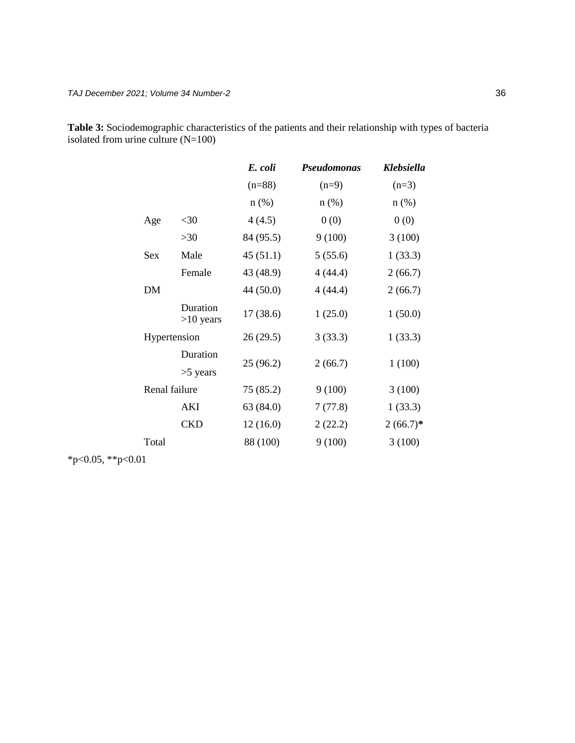**Table 3:** Sociodemographic characteristics of the patients and their relationship with types of bacteria isolated from urine culture (N=100)

| | | ***E. coli*** | ***Pseudomonas*** | ***Klebsiella*** |
|---|---|---|---|---|
| | | (n=88) | (n=9) | (n=3) |
| | | n (%) | n (%) | n (%) |
| Age | <30 | 4 (4.5) | 0 (0) | 0 (0) |
| | >30 | 84 (95.5) | 9 (100) | 3 (100) |
| Sex | Male | 45 (51.1) | 5 (55.6) | 1 (33.3) |
| | Female | 43 (48.9) | 4 (44.4) | 2 (66.7) |
| DM | | 44 (50.0) | 4 (44.4) | 2 (66.7) |
| | Duration >10 years | 17 (38.6) | 1 (25.0) | 1 (50.0) |
| Hypertension | | 26 (29.5) | 3 (33.3) | 1 (33.3) |
| | Duration >5 years | 25 (96.2) | 2 (66.7) | 1 (100) |
| Renal failure | | 75 (85.2) | 9 (100) | 3 (100) |
| | AKI | 63 (84.0) | 7 (77.8) | 1 (33.3) |
| | CKD | 12 (16.0) | 2 (22.2) | 2 (66.7)**\*** |
| Total | | 88 (100) | 9 (100) | 3 (100) |

*p<0.05, **p<0.01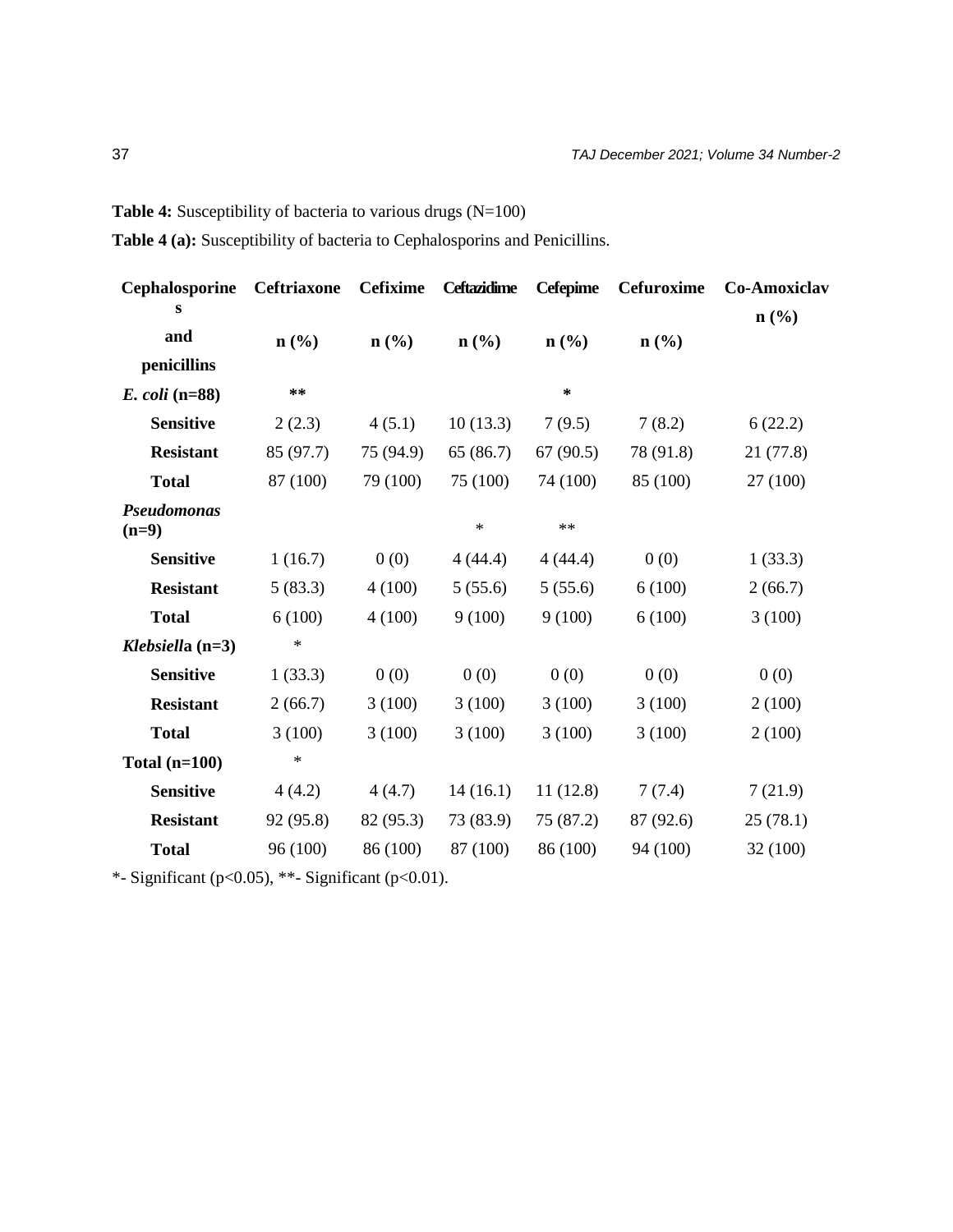**Table 4:** Susceptibility of bacteria to various drugs (N=100)

**Table 4 (a):** Susceptibility of bacteria to Cephalosporins and Penicillins.

| Cephalosporines and penicillins | Ceftriaxone n (%) | Cefixime n (%) | Ceftazidime n (%) | Cefepime n (%) | Cefuroxime n (%) | Co-Amoxiclav n (%) |
|---|---|---|---|---|---|---|
| ***E. coli* (n=88)** | ** | | | * | | |
| **Sensitive** | 2 (2.3) | 4 (5.1) | 10 (13.3) | 7 (9.5) | 7 (8.2) | 6 (22.2) |
| **Resistant** | 85 (97.7) | 75 (94.9) | 65 (86.7) | 67 (90.5) | 78 (91.8) | 21 (77.8) |
| **Total** | 87 (100) | 79 (100) | 75 (100) | 74 (100) | 85 (100) | 27 (100) |
| ***Pseudomonas* (n=9)** | | | * | ** | | |
| **Sensitive** | 1 (16.7) | 0 (0) | 4 (44.4) | 4 (44.4) | 0 (0) | 1 (33.3) |
| **Resistant** | 5 (83.3) | 4 (100) | 5 (55.6) | 5 (55.6) | 6 (100) | 2 (66.7) |
| **Total** | 6 (100) | 4 (100) | 9 (100) | 9 (100) | 6 (100) | 3 (100) |
| ***Klebsiella* (n=3)** | * | | | | | |
| **Sensitive** | 1 (33.3) | 0 (0) | 0 (0) | 0 (0) | 0 (0) | 0 (0) |
| **Resistant** | 2 (66.7) | 3 (100) | 3 (100) | 3 (100) | 3 (100) | 2 (100) |
| **Total** | 3 (100) | 3 (100) | 3 (100) | 3 (100) | 3 (100) | 2 (100) |
| **Total (n=100)** | * | | | | | |
| **Sensitive** | 4 (4.2) | 4 (4.7) | 14 (16.1) | 11 (12.8) | 7 (7.4) | 7 (21.9) |
| **Resistant** | 92 (95.8) | 82 (95.3) | 73 (83.9) | 75 (87.2) | 87 (92.6) | 25 (78.1) |
| **Total** | 96 (100) | 86 (100) | 87 (100) | 86 (100) | 94 (100) | 32 (100) |

*- Significant ($p<0.05$), **- Significant ($p<0.01$).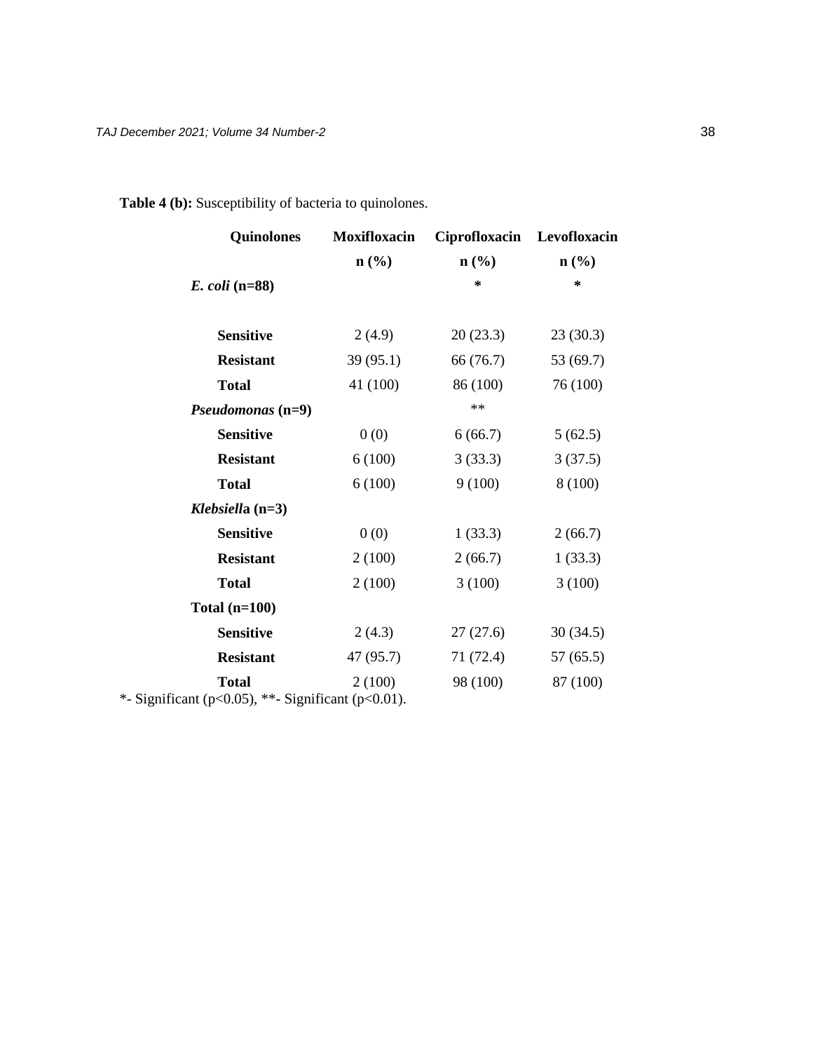**Table 4 (b):** Susceptibility of bacteria to quinolones.

| Quinolones | Moxifloxacin n (%) | Ciprofloxacin n (%) | Levofloxacin n (%) |
|---|---|---|---|
| ***E. coli* (n=88)** | | * | * |
| **Sensitive** | 2 (4.9) | 20 (23.3) | 23 (30.3) |
| **Resistant** | 39 (95.1) | 66 (76.7) | 53 (69.7) |
| **Total** | 41 (100) | 86 (100) | 76 (100) |
| ***Pseudomonas* (n=9)** | | ** | |
| **Sensitive** | 0 (0) | 6 (66.7) | 5 (62.5) |
| **Resistant** | 6 (100) | 3 (33.3) | 3 (37.5) |
| **Total** | 6 (100) | 9 (100) | 8 (100) |
| ***Klebsiell*a (n=3)** | | | |
| **Sensitive** | 0 (0) | 1 (33.3) | 2 (66.7) |
| **Resistant** | 2 (100) | 2 (66.7) | 1 (33.3) |
| **Total** | 2 (100) | 3 (100) | 3 (100) |
| **Total (n=100)** | | | |
| **Sensitive** | 2 (4.3) | 27 (27.6) | 30 (34.5) |
| **Resistant** | 47 (95.7) | 71 (72.4) | 57 (65.5) |
| **Total** | 2 (100) | 98 (100) | 87 (100) |

*- Significant ($p<0.05$), **- Significant ($p<0.01$).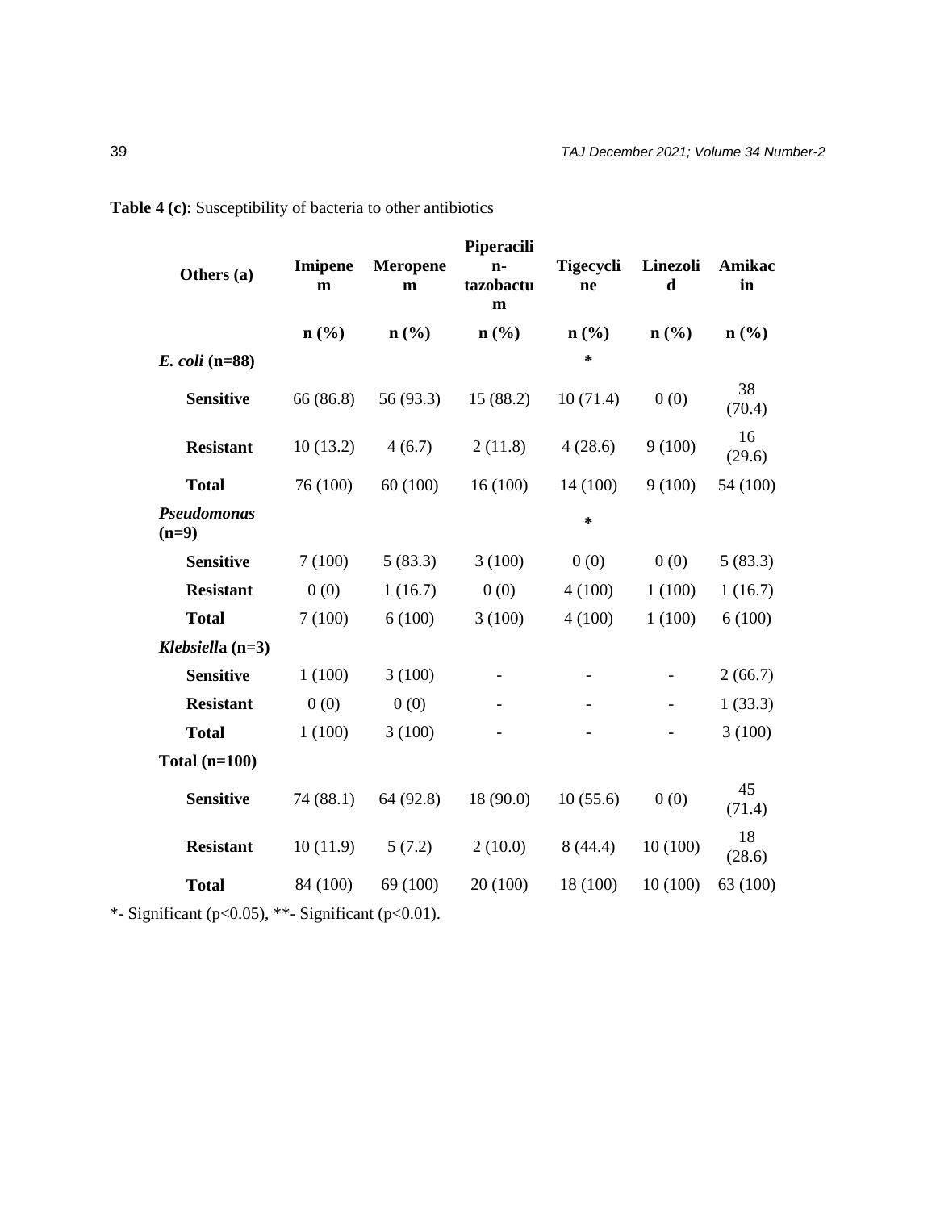**Table 4 (c)**: Susceptibility of bacteria to other antibiotics

| Others (a) | Imipenem | Meropenem | Piperacillin-tazobactum | Tigecycline | Linezolid | Amikacin |
|---|---|---|---|---|---|---|
| | n (%) | n (%) | n (%) | n (%) | n (%) | n (%) |
| ***E. coli* (n=88)** | | | | * | | |
| **Sensitive** | 66 (86.8) | 56 (93.3) | 15 (88.2) | 10 (71.4) | 0 (0) | 38 (70.4) |
| **Resistant** | 10 (13.2) | 4 (6.7) | 2 (11.8) | 4 (28.6) | 9 (100) | 16 (29.6) |
| **Total** | 76 (100) | 60 (100) | 16 (100) | 14 (100) | 9 (100) | 54 (100) |
| ***Pseudomonas* (n=9)** | | | | * | | |
| **Sensitive** | 7 (100) | 5 (83.3) | 3 (100) | 0 (0) | 0 (0) | 5 (83.3) |
| **Resistant** | 0 (0) | 1 (16.7) | 0 (0) | 4 (100) | 1 (100) | 1 (16.7) |
| **Total** | 7 (100) | 6 (100) | 3 (100) | 4 (100) | 1 (100) | 6 (100) |
| ***Klebsiella* (n=3)** | | | | | | |
| **Sensitive** | 1 (100) | 3 (100) | - | - | - | 2 (66.7) |
| **Resistant** | 0 (0) | 0 (0) | - | - | - | 1 (33.3) |
| **Total** | 1 (100) | 3 (100) | - | - | - | 3 (100) |
| **Total (n=100)** | | | | | | |
| **Sensitive** | 74 (88.1) | 64 (92.8) | 18 (90.0) | 10 (55.6) | 0 (0) | 45 (71.4) |
| **Resistant** | 10 (11.9) | 5 (7.2) | 2 (10.0) | 8 (44.4) | 10 (100) | 18 (28.6) |
| **Total** | 84 (100) | 69 (100) | 20 (100) | 18 (100) | 10 (100) | 63 (100) |

*- Significant ($p<0.05$), **- Significant ($p<0.01$).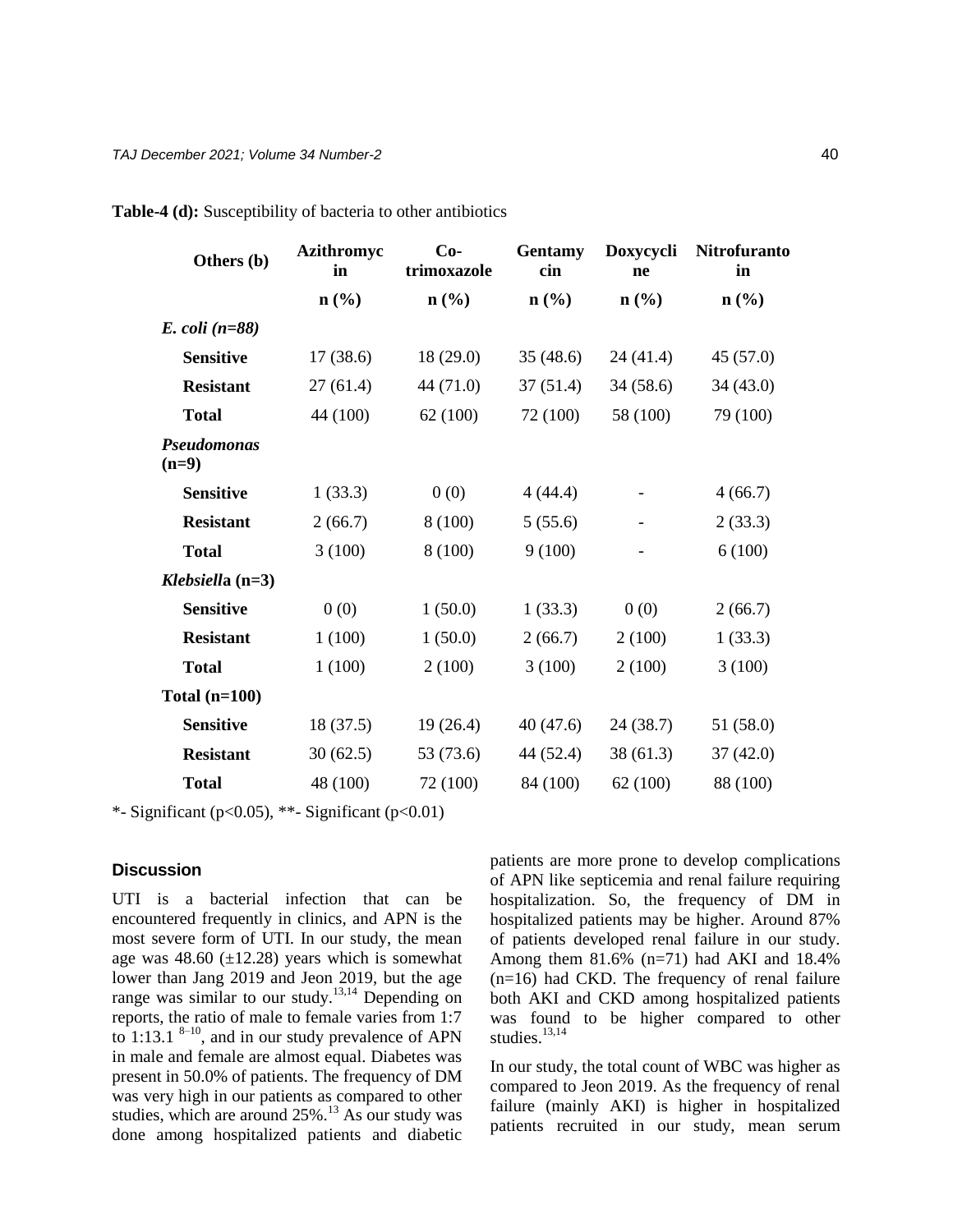**Table-4 (d):** Susceptibility of bacteria to other antibiotics

| Others (b) | Azithromycin | Co-trimoxazole | Gentamycin | Doxycycline | Nitrofurantoin |
|---|---|---|---|---|---|
| | n (%) | n (%) | n (%) | n (%) | n (%) |
| ***E. coli (n=88)*** | | | | | |
| **Sensitive** | 17 (38.6) | 18 (29.0) | 35 (48.6) | 24 (41.4) | 45 (57.0) |
| **Resistant** | 27 (61.4) | 44 (71.0) | 37 (51.4) | 34 (58.6) | 34 (43.0) |
| **Total** | 44 (100) | 62 (100) | 72 (100) | 58 (100) | 79 (100) |
| ***Pseudomonas* (n=9)** | | | | | |
| **Sensitive** | 1 (33.3) | 0 (0) | 4 (44.4) | - | 4 (66.7) |
| **Resistant** | 2 (66.7) | 8 (100) | 5 (55.6) | - | 2 (33.3) |
| **Total** | 3 (100) | 8 (100) | 9 (100) | - | 6 (100) |
| ***Klebsiella* (n=3)** | | | | | |
| **Sensitive** | 0 (0) | 1 (50.0) | 1 (33.3) | 0 (0) | 2 (66.7) |
| **Resistant** | 1 (100) | 1 (50.0) | 2 (66.7) | 2 (100) | 1 (33.3) |
| **Total** | 1 (100) | 2 (100) | 3 (100) | 2 (100) | 3 (100) |
| **Total (n=100)** | | | | | |
| **Sensitive** | 18 (37.5) | 19 (26.4) | 40 (47.6) | 24 (38.7) | 51 (58.0) |
| **Resistant** | 30 (62.5) | 53 (73.6) | 44 (52.4) | 38 (61.3) | 37 (42.0) |
| **Total** | 48 (100) | 72 (100) | 84 (100) | 62 (100) | 88 (100) |

*- Significant ($p<0.05$), **- Significant ($p<0.01$)

## Discussion

UTI is a bacterial infection that can be encountered frequently in clinics, and APN is the most severe form of UTI. In our study, the mean age was 48.60 (±12.28) years which is somewhat lower than Jang 2019 and Jeon 2019, but the age range was similar to our study.[13,14] Depending on reports, the ratio of male to female varies from 1:7 to 1:13.1 [8–10], and in our study prevalence of APN in male and female are almost equal. Diabetes was present in 50.0% of patients. The frequency of DM was very high in our patients as compared to other studies, which are around 25%.[13] As our study was done among hospitalized patients and diabetic patients are more prone to develop complications of APN like septicemia and renal failure requiring hospitalization. So, the frequency of DM in hospitalized patients may be higher. Around 87% of patients developed renal failure in our study. Among them 81.6% (n=71) had AKI and 18.4% (n=16) had CKD. The frequency of renal failure both AKI and CKD among hospitalized patients was found to be higher compared to other studies.[13,14]

In our study, the total count of WBC was higher as compared to Jeon 2019. As the frequency of renal failure (mainly AKI) is higher in hospitalized patients recruited in our study, mean serum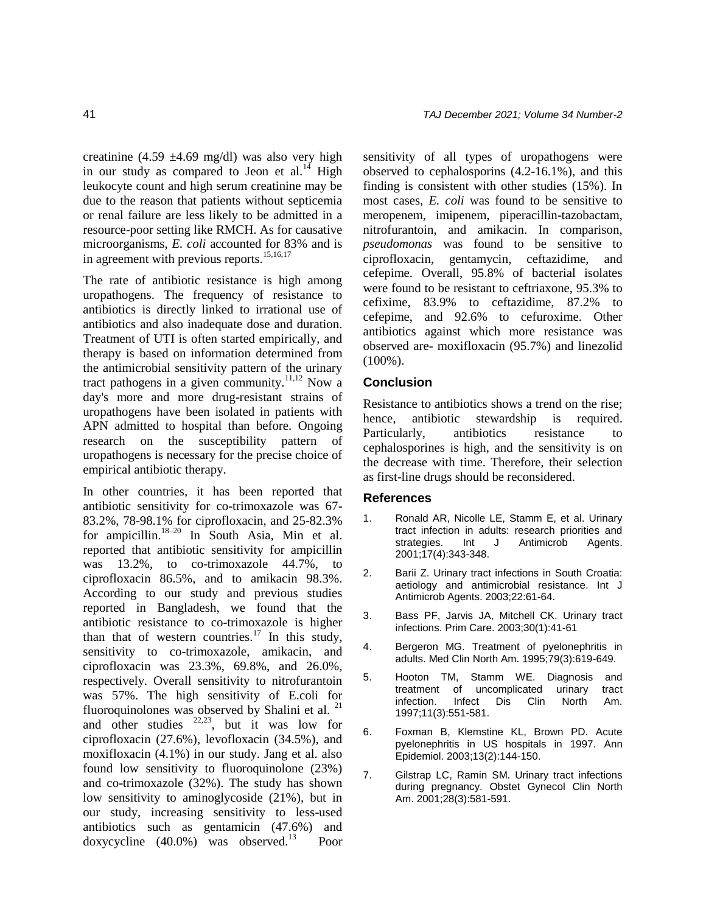creatinine (4.59 ±4.69 mg/dl) was also very high in our study as compared to Jeon et al.[14] High leukocyte count and high serum creatinine may be due to the reason that patients without septicemia or renal failure are less likely to be admitted in a resource-poor setting like RMCH. As for causative microorganisms, *E. coli* accounted for 83% and is in agreement with previous reports.[15,16,17]

The rate of antibiotic resistance is high among uropathogens. The frequency of resistance to antibiotics is directly linked to irrational use of antibiotics and also inadequate dose and duration. Treatment of UTI is often started empirically, and therapy is based on information determined from the antimicrobial sensitivity pattern of the urinary tract pathogens in a given community.[11,12] Now a day's more and more drug-resistant strains of uropathogens have been isolated in patients with APN admitted to hospital than before. Ongoing research on the susceptibility pattern of uropathogens is necessary for the precise choice of empirical antibiotic therapy.

In other countries, it has been reported that antibiotic sensitivity for co-trimoxazole was 67-83.2%, 78-98.1% for ciprofloxacin, and 25-82.3% for ampicillin.[18–20] In South Asia, Min et al. reported that antibiotic sensitivity for ampicillin was 13.2%, to co-trimoxazole 44.7%, to ciprofloxacin 86.5%, and to amikacin 98.3%. According to our study and previous studies reported in Bangladesh, we found that the antibiotic resistance to co-trimoxazole is higher than that of western countries.[17] In this study, sensitivity to co-trimoxazole, amikacin, and ciprofloxacin was 23.3%, 69.8%, and 26.0%, respectively. Overall sensitivity to nitrofurantoin was 57%. The high sensitivity of E.coli for fluoroquinolones was observed by Shalini et al. [21] and other studies [22,23], but it was low for ciprofloxacin (27.6%), levofloxacin (34.5%), and moxifloxacin (4.1%) in our study. Jang et al. also found low sensitivity to fluoroquinolone (23%) and co-trimoxazole (32%). The study has shown low sensitivity to aminoglycoside (21%), but in our study, increasing sensitivity to less-used antibiotics such as gentamicin (47.6%) and doxycycline (40.0%) was observed.[13] Poor sensitivity of all types of uropathogens were observed to cephalosporins (4.2-16.1%), and this finding is consistent with other studies (15%). In most cases, *E. coli* was found to be sensitive to meropenem, imipenem, piperacillin-tazobactam, nitrofurantoin, and amikacin. In comparison, *pseudomonas* was found to be sensitive to ciprofloxacin, gentamycin, ceftazidime, and cefepime. Overall, 95.8% of bacterial isolates were found to be resistant to ceftriaxone, 95.3% to cefixime, 83.9% to ceftazidime, 87.2% to cefepime, and 92.6% to cefuroxime. Other antibiotics against which more resistance was observed are- moxifloxacin (95.7%) and linezolid (100%).

## Conclusion

Resistance to antibiotics shows a trend on the rise; hence, antibiotic stewardship is required. Particularly, antibiotics resistance to cephalosporines is high, and the sensitivity is on the decrease with time. Therefore, their selection as first-line drugs should be reconsidered.

## References

1. Ronald AR, Nicolle LE, Stamm E, et al. Urinary tract infection in adults: research priorities and strategies. Int J Antimicrob Agents. 2001;17(4):343-348.
2. Barii Z. Urinary tract infections in South Croatia: aetiology and antimicrobial resistance. Int J Antimicrob Agents. 2003;22:61-64.
3. Bass PF, Jarvis JA, Mitchell CK. Urinary tract infections. Prim Care. 2003;30(1):41-61
4. Bergeron MG. Treatment of pyelonephritis in adults. Med Clin North Am. 1995;79(3):619-649.
5. Hooton TM, Stamm WE. Diagnosis and treatment of uncomplicated urinary tract infection. Infect Dis Clin North Am. 1997;11(3):551-581.
6. Foxman B, Klemstine KL, Brown PD. Acute pyelonephritis in US hospitals in 1997. Ann Epidemiol. 2003;13(2):144-150.
7. Gilstrap LC, Ramin SM. Urinary tract infections during pregnancy. Obstet Gynecol Clin North Am. 2001;28(3):581-591.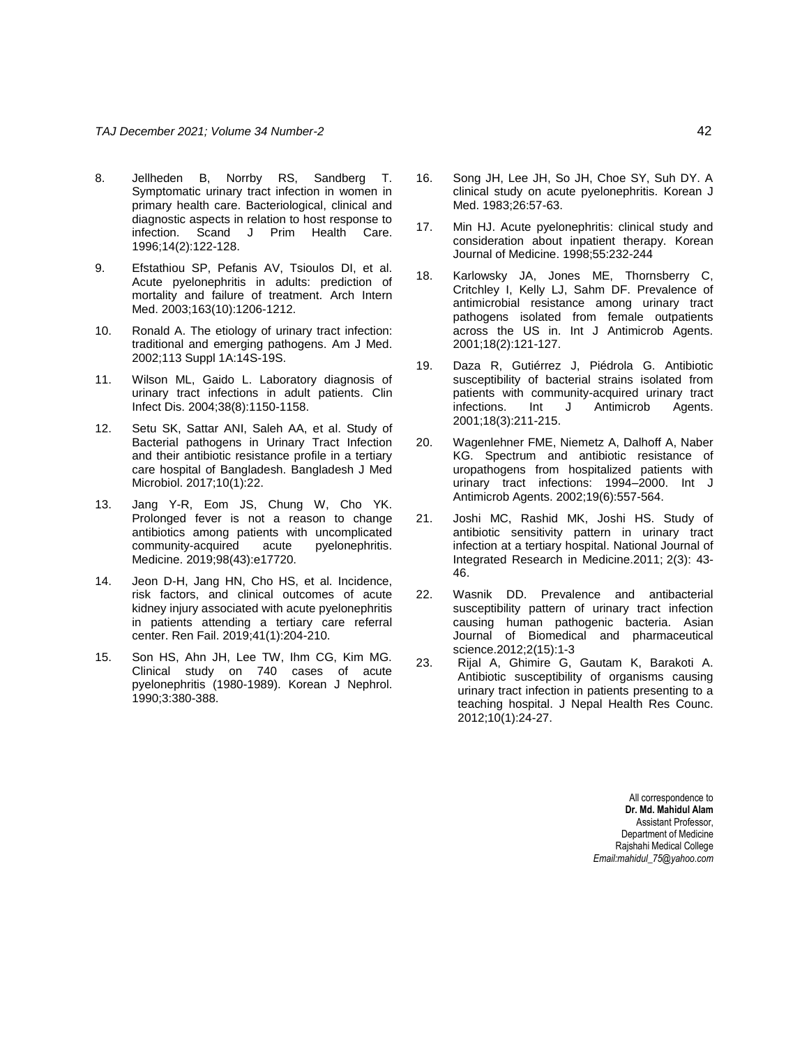8. Jellheden B, Norrby RS, Sandberg T. Symptomatic urinary tract infection in women in primary health care. Bacteriological, clinical and diagnostic aspects in relation to host response to infection. Scand J Prim Health Care. 1996;14(2):122-128.

9. Efstathiou SP, Pefanis AV, Tsioulos DI, et al. Acute pyelonephritis in adults: prediction of mortality and failure of treatment. Arch Intern Med. 2003;163(10):1206-1212.

10. Ronald A. The etiology of urinary tract infection: traditional and emerging pathogens. Am J Med. 2002;113 Suppl 1A:14S-19S.

11. Wilson ML, Gaido L. Laboratory diagnosis of urinary tract infections in adult patients. Clin Infect Dis. 2004;38(8):1150-1158.

12. Setu SK, Sattar ANI, Saleh AA, et al. Study of Bacterial pathogens in Urinary Tract Infection and their antibiotic resistance profile in a tertiary care hospital of Bangladesh. Bangladesh J Med Microbiol. 2017;10(1):22.

13. Jang Y-R, Eom JS, Chung W, Cho YK. Prolonged fever is not a reason to change antibiotics among patients with uncomplicated community-acquired acute pyelonephritis. Medicine. 2019;98(43):e17720.

14. Jeon D-H, Jang HN, Cho HS, et al. Incidence, risk factors, and clinical outcomes of acute kidney injury associated with acute pyelonephritis in patients attending a tertiary care referral center. Ren Fail. 2019;41(1):204-210.

15. Son HS, Ahn JH, Lee TW, Ihm CG, Kim MG. Clinical study on 740 cases of acute pyelonephritis (1980-1989). Korean J Nephrol. 1990;3:380-388.

16. Song JH, Lee JH, So JH, Choe SY, Suh DY. A clinical study on acute pyelonephritis. Korean J Med. 1983;26:57-63.

17. Min HJ. Acute pyelonephritis: clinical study and consideration about inpatient therapy. Korean Journal of Medicine. 1998;55:232-244

18. Karlowsky JA, Jones ME, Thornsberry C, Critchley I, Kelly LJ, Sahm DF. Prevalence of antimicrobial resistance among urinary tract pathogens isolated from female outpatients across the US in. Int J Antimicrob Agents. 2001;18(2):121-127.

19. Daza R, Gutiérrez J, Piédrola G. Antibiotic susceptibility of bacterial strains isolated from patients with community-acquired urinary tract infections. Int J Antimicrob Agents. 2001;18(3):211-215.

20. Wagenlehner FME, Niemetz A, Dalhoff A, Naber KG. Spectrum and antibiotic resistance of uropathogens from hospitalized patients with urinary tract infections: 1994–2000. Int J Antimicrob Agents. 2002;19(6):557-564.

21. Joshi MC, Rashid MK, Joshi HS. Study of antibiotic sensitivity pattern in urinary tract infection at a tertiary hospital. National Journal of Integrated Research in Medicine.2011; 2(3): 43-46.

22. Wasnik DD. Prevalence and antibacterial susceptibility pattern of urinary tract infection causing human pathogenic bacteria. Asian Journal of Biomedical and pharmaceutical science.2012;2(15):1-3

23. Rijal A, Ghimire G, Gautam K, Barakoti A. Antibiotic susceptibility of organisms causing urinary tract infection in patients presenting to a teaching hospital. J Nepal Health Res Counc. 2012;10(1):24-27.

All correspondence to
**Dr. Md. Mahidul Alam**
Assistant Professor,
Department of Medicine
Rajshahi Medical College
*Email:mahidul_75@yahoo.com*